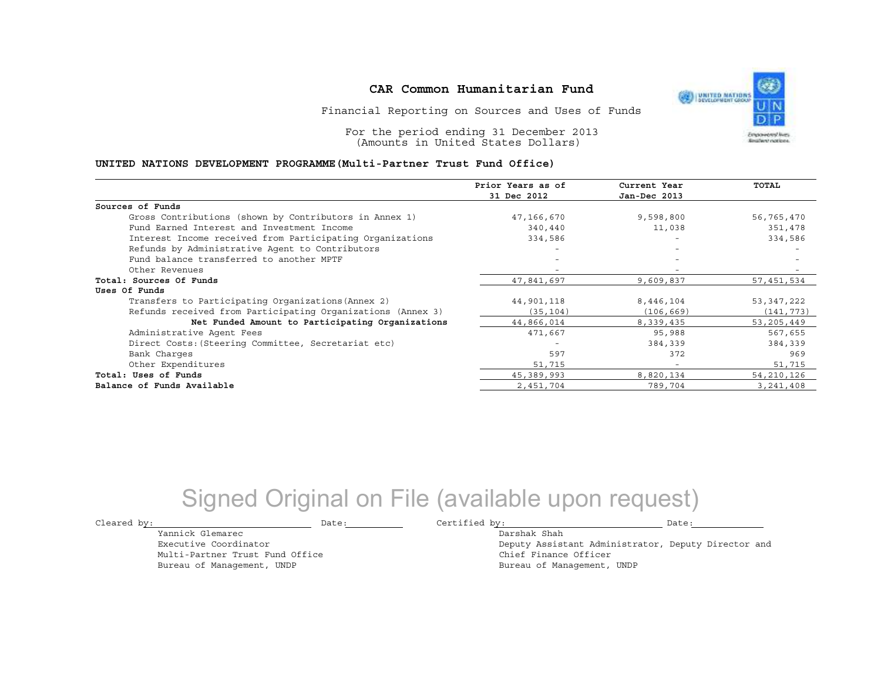# CAR Common Humanitarian Fund

Financial Reporting on Sources and Uses of Funds

For the period ending 31 December 2013
(Amounts in United States Dollars)

**UNITED NATIONS DEVELOPMENT PROGRAMME(Multi-Partner Trust Fund Office)**

| | Prior Years as of 31 Dec 2012 | Current Year Jan-Dec 2013 | TOTAL |
|---|---|---|---|
| **Sources of Funds** | | | |
| Gross Contributions (shown by Contributors in Annex 1) | 47,166,670 | 9,598,800 | 56,765,470 |
| Fund Earned Interest and Investment Income | 340,440 | 11,038 | 351,478 |
| Interest Income received from Participating Organizations | 334,586 | - | 334,586 |
| Refunds by Administrative Agent to Contributors | - | - | - |
| Fund balance transferred to another MPTF | - | - | - |
| Other Revenues | - | - | - |
| **Total: Sources Of Funds** | 47,841,697 | 9,609,837 | 57,451,534 |
| **Uses Of Funds** | | | |
| Transfers to Participating Organizations(Annex 2) | 44,901,118 | 8,446,104 | 53,347,222 |
| Refunds received from Participating Organizations (Annex 3) | (35,104) | (106,669) | (141,773) |
| **Net Funded Amount to Participating Organizations** | 44,866,014 | 8,339,435 | 53,205,449 |
| Administrative Agent Fees | 471,667 | 95,988 | 567,655 |
| Direct Costs:(Steering Committee, Secretariat etc) | - | 384,339 | 384,339 |
| Bank Charges | 597 | 372 | 969 |
| Other Expenditures | 51,715 | - | 51,715 |
| **Total: Uses of Funds** | 45,389,993 | 8,820,134 | 54,210,126 |
| **Balance of Funds Available** | 2,451,704 | 789,704 | 3,241,408 |

Signed Original on File (available upon request)

Cleared by: ______________________ Date: __________

Yannick Glemarec
Executive Coordinator
Multi-Partner Trust Fund Office
Bureau of Management, UNDP

Certified by: ______________________ Date: __________

Darshak Shah
Deputy Assistant Administrator, Deputy Director and Chief Finance Officer
Bureau of Management, UNDP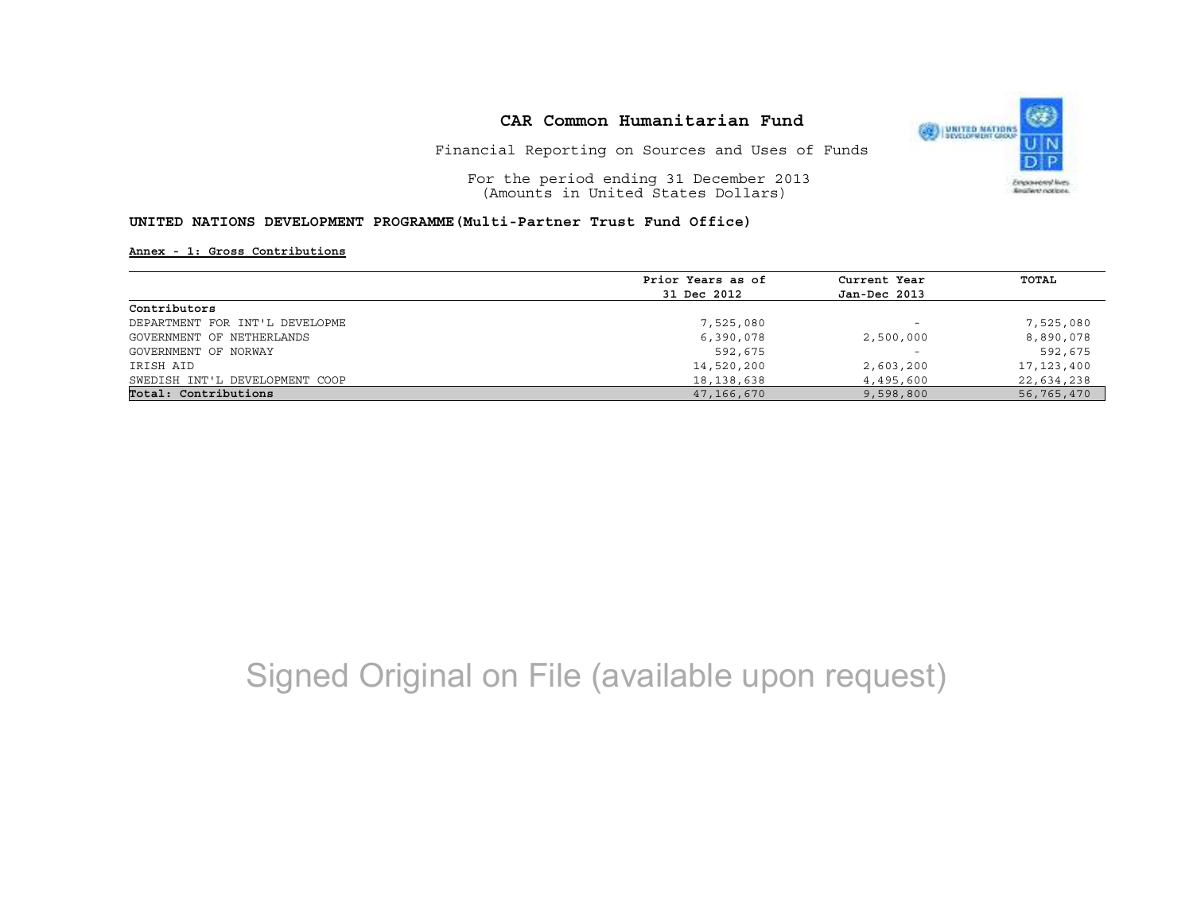# CAR Common Humanitarian Fund

Financial Reporting on Sources and Uses of Funds

For the period ending 31 December 2013
(Amounts in United States Dollars)

**UNITED NATIONS DEVELOPMENT PROGRAMME(Multi-Partner Trust Fund Office)**

**Annex - 1: Gross Contributions**

| | Prior Years as of 31 Dec 2012 | Current Year Jan-Dec 2013 | TOTAL |
|---|---|---|---|
| **Contributors** | | | |
| DEPARTMENT FOR INT'L DEVELOPME | 7,525,080 | - | 7,525,080 |
| GOVERNMENT OF NETHERLANDS | 6,390,078 | 2,500,000 | 8,890,078 |
| GOVERNMENT OF NORWAY | 592,675 | - | 592,675 |
| IRISH AID | 14,520,200 | 2,603,200 | 17,123,400 |
| SWEDISH INT'L DEVELOPMENT COOP | 18,138,638 | 4,495,600 | 22,634,238 |
| **Total: Contributions** | 47,166,670 | 9,598,800 | 56,765,470 |

Signed Original on File (available upon request)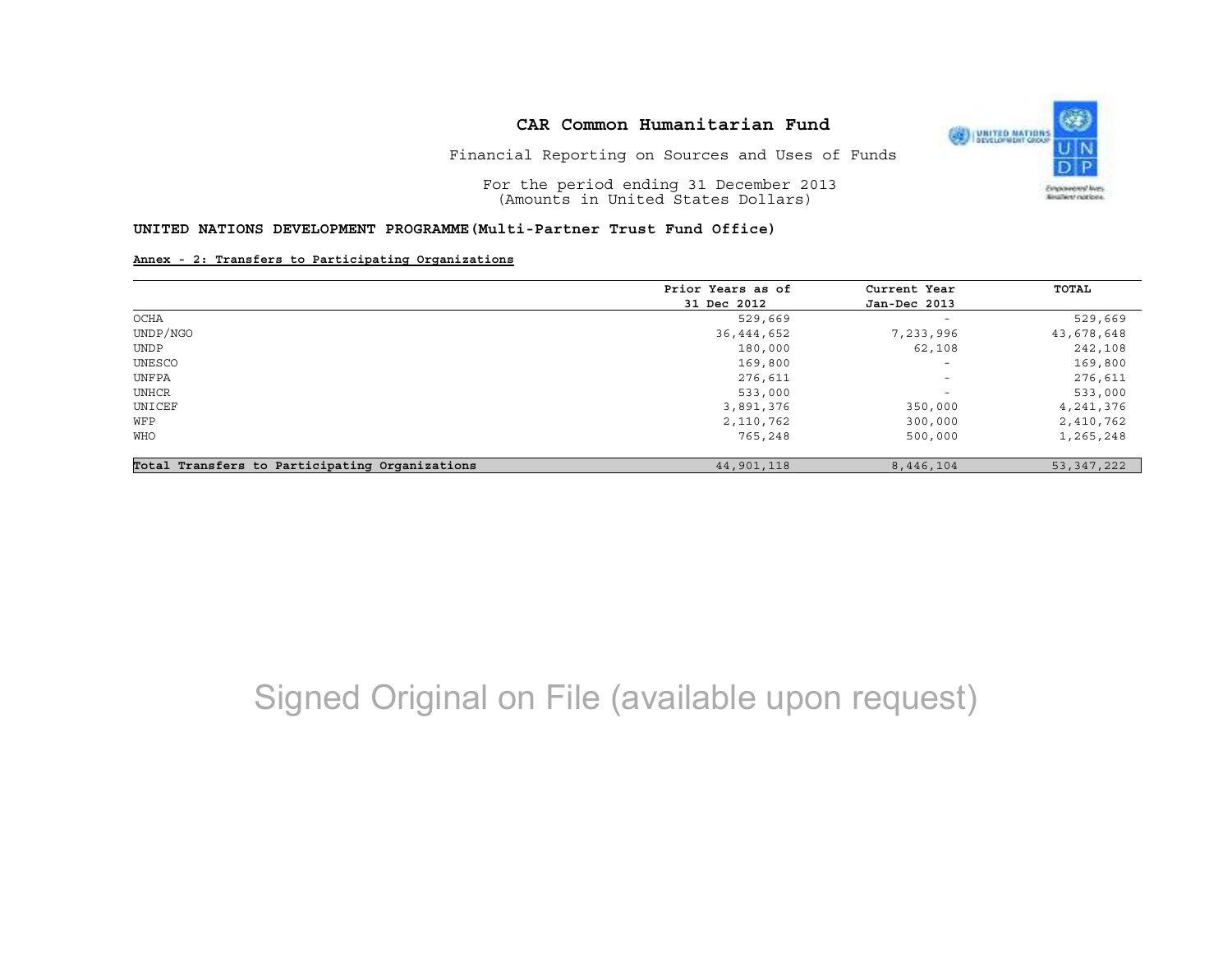# CAR Common Humanitarian Fund

Financial Reporting on Sources and Uses of Funds

For the period ending 31 December 2013
(Amounts in United States Dollars)

**UNITED NATIONS DEVELOPMENT PROGRAMME(Multi-Partner Trust Fund Office)**

**Annex - 2: Transfers to Participating Organizations**

| | Prior Years as of 31 Dec 2012 | Current Year Jan-Dec 2013 | TOTAL |
|---|---|---|---|
| OCHA | 529,669 | - | 529,669 |
| UNDP/NGO | 36,444,652 | 7,233,996 | 43,678,648 |
| UNDP | 180,000 | 62,108 | 242,108 |
| UNESCO | 169,800 | - | 169,800 |
| UNFPA | 276,611 | - | 276,611 |
| UNHCR | 533,000 | - | 533,000 |
| UNICEF | 3,891,376 | 350,000 | 4,241,376 |
| WFP | 2,110,762 | 300,000 | 2,410,762 |
| WHO | 765,248 | 500,000 | 1,265,248 |
| **Total Transfers to Participating Organizations** | 44,901,118 | 8,446,104 | 53,347,222 |

Signed Original on File (available upon request)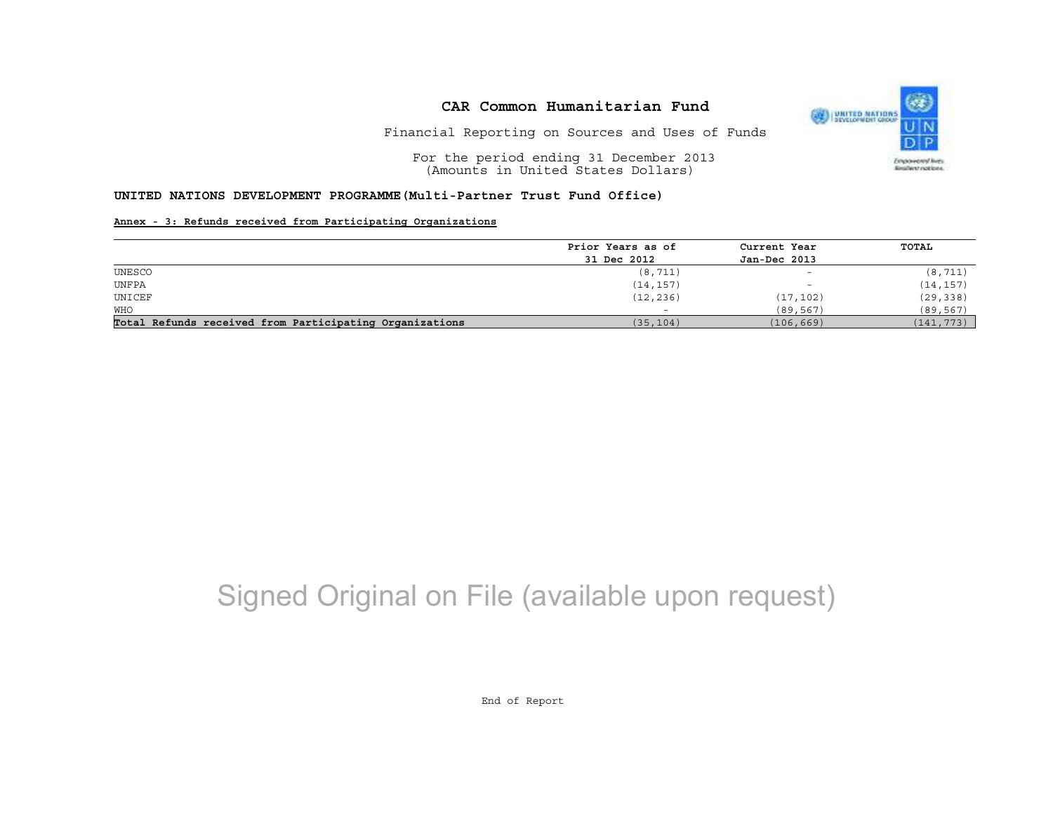# CAR Common Humanitarian Fund

Financial Reporting on Sources and Uses of Funds

For the period ending 31 December 2013
(Amounts in United States Dollars)

**UNITED NATIONS DEVELOPMENT PROGRAMME(Multi-Partner Trust Fund Office)**

**Annex - 3: Refunds received from Participating Organizations**

| | Prior Years as of 31 Dec 2012 | Current Year Jan-Dec 2013 | TOTAL |
|---|---|---|---|
| UNESCO | (8,711) | - | (8,711) |
| UNFPA | (14,157) | - | (14,157) |
| UNICEF | (12,236) | (17,102) | (29,338) |
| WHO | - | (89,567) | (89,567) |
| **Total Refunds received from Participating Organizations** | (35,104) | (106,669) | (141,773) |

Signed Original on File (available upon request)

End of Report